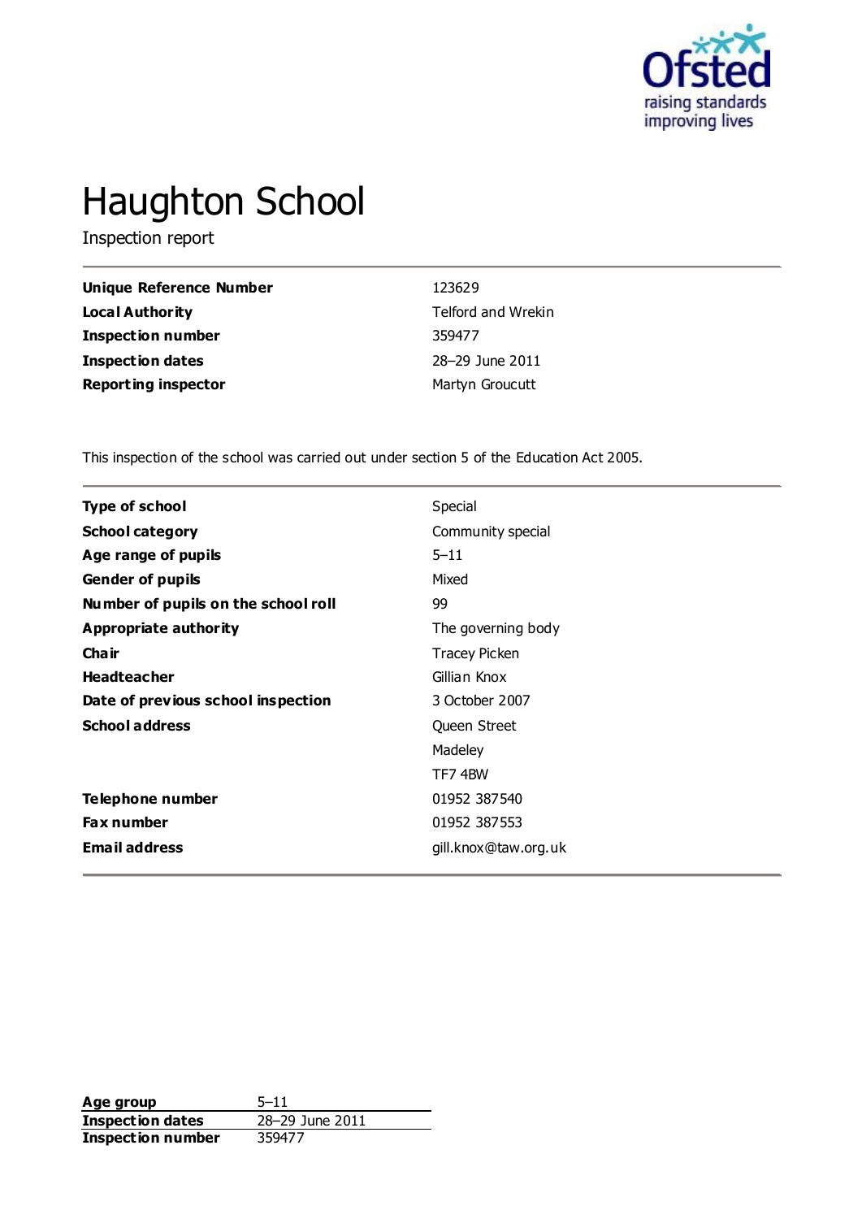# Haughton School

Inspection report

| | |
|---|---|
| **Unique Reference Number** | 123629 |
| **Local Authority** | Telford and Wrekin |
| **Inspection number** | 359477 |
| **Inspection dates** | 28–29 June 2011 |
| **Reporting inspector** | Martyn Groucutt |

This inspection of the school was carried out under section 5 of the Education Act 2005.

| | |
|---|---|
| **Type of school** | Special |
| **School category** | Community special |
| **Age range of pupils** | 5–11 |
| **Gender of pupils** | Mixed |
| **Number of pupils on the school roll** | 99 |
| **Appropriate authority** | The governing body |
| **Chair** | Tracey Picken |
| **Headteacher** | Gillian Knox |
| **Date of previous school inspection** | 3 October 2007 |
| **School address** | Queen Street |
| | Madeley |
| | TF7 4BW |
| **Telephone number** | 01952 387540 |
| **Fax number** | 01952 387553 |
| **Email address** | gill.knox@taw.org.uk |

| | |
|---|---|
| **Age group** | 5–11 |
| **Inspection dates** | 28–29 June 2011 |
| **Inspection number** | 359477 |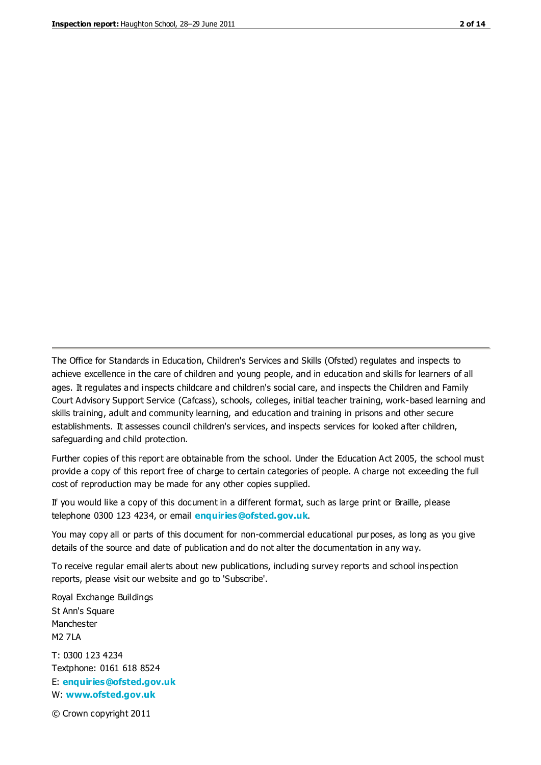The Office for Standards in Education, Children's Services and Skills (Ofsted) regulates and inspects to achieve excellence in the care of children and young people, and in education and skills for learners of all ages. It regulates and inspects childcare and children's social care, and inspects the Children and Family Court Advisory Support Service (Cafcass), schools, colleges, initial teacher training, work-based learning and skills training, adult and community learning, and education and training in prisons and other secure establishments. It assesses council children's services, and inspects services for looked after children, safeguarding and child protection.

Further copies of this report are obtainable from the school. Under the Education Act 2005, the school must provide a copy of this report free of charge to certain categories of people. A charge not exceeding the full cost of reproduction may be made for any other copies supplied.

If you would like a copy of this document in a different format, such as large print or Braille, please telephone 0300 123 4234, or email **enquiries@ofsted.gov.uk**.

You may copy all or parts of this document for non-commercial educational purposes, as long as you give details of the source and date of publication and do not alter the documentation in any way.

To receive regular email alerts about new publications, including survey reports and school inspection reports, please visit our website and go to 'Subscribe'.

Royal Exchange Buildings
St Ann's Square
Manchester
M2 7LA

T: 0300 123 4234
Textphone: 0161 618 8524
E: **enquiries@ofsted.gov.uk**
W: **www.ofsted.gov.uk**

© Crown copyright 2011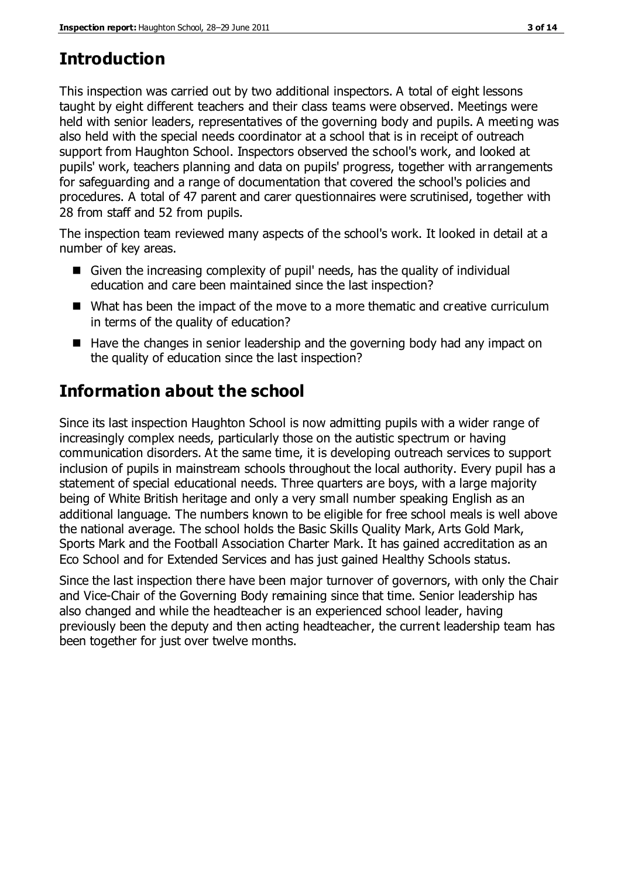## Introduction

This inspection was carried out by two additional inspectors. A total of eight lessons taught by eight different teachers and their class teams were observed. Meetings were held with senior leaders, representatives of the governing body and pupils. A meeting was also held with the special needs coordinator at a school that is in receipt of outreach support from Haughton School. Inspectors observed the school's work, and looked at pupils' work, teachers planning and data on pupils' progress, together with arrangements for safeguarding and a range of documentation that covered the school's policies and procedures. A total of 47 parent and carer questionnaires were scrutinised, together with 28 from staff and 52 from pupils.

The inspection team reviewed many aspects of the school's work. It looked in detail at a number of key areas.

- Given the increasing complexity of pupil' needs, has the quality of individual education and care been maintained since the last inspection?
- What has been the impact of the move to a more thematic and creative curriculum in terms of the quality of education?
- Have the changes in senior leadership and the governing body had any impact on the quality of education since the last inspection?

## Information about the school

Since its last inspection Haughton School is now admitting pupils with a wider range of increasingly complex needs, particularly those on the autistic spectrum or having communication disorders. At the same time, it is developing outreach services to support inclusion of pupils in mainstream schools throughout the local authority. Every pupil has a statement of special educational needs. Three quarters are boys, with a large majority being of White British heritage and only a very small number speaking English as an additional language. The numbers known to be eligible for free school meals is well above the national average. The school holds the Basic Skills Quality Mark, Arts Gold Mark, Sports Mark and the Football Association Charter Mark. It has gained accreditation as an Eco School and for Extended Services and has just gained Healthy Schools status.

Since the last inspection there have been major turnover of governors, with only the Chair and Vice-Chair of the Governing Body remaining since that time. Senior leadership has also changed and while the headteacher is an experienced school leader, having previously been the deputy and then acting headteacher, the current leadership team has been together for just over twelve months.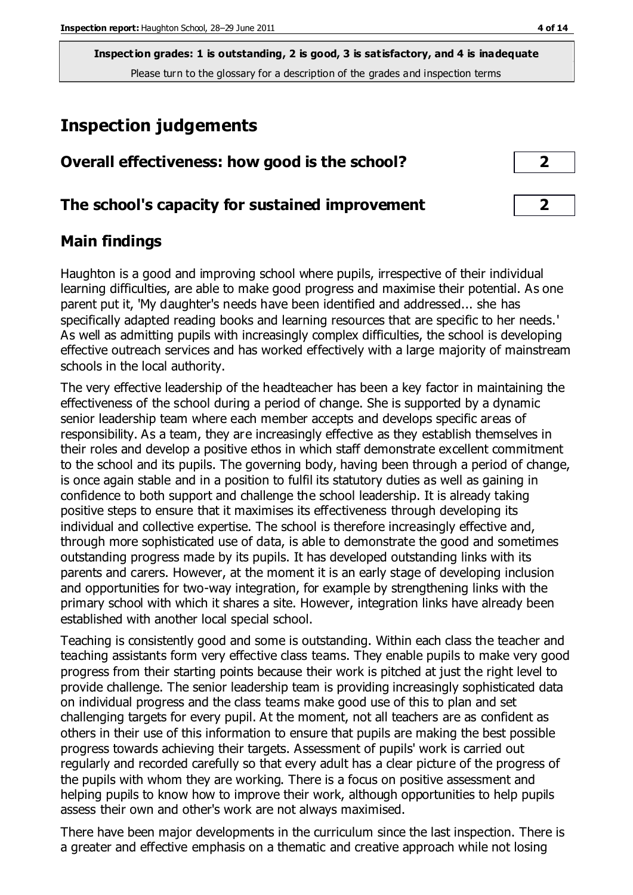**Inspection grades: 1 is outstanding, 2 is good, 3 is satisfactory, and 4 is inadequate**
Please turn to the glossary for a description of the grades and inspection terms

# Inspection judgements

| | |
|---|---|
| **Overall effectiveness: how good is the school?** | **2** |
| **The school's capacity for sustained improvement** | **2** |

## Main findings

Haughton is a good and improving school where pupils, irrespective of their individual learning difficulties, are able to make good progress and maximise their potential. As one parent put it, 'My daughter's needs have been identified and addressed... she has specifically adapted reading books and learning resources that are specific to her needs.' As well as admitting pupils with increasingly complex difficulties, the school is developing effective outreach services and has worked effectively with a large majority of mainstream schools in the local authority.

The very effective leadership of the headteacher has been a key factor in maintaining the effectiveness of the school during a period of change. She is supported by a dynamic senior leadership team where each member accepts and develops specific areas of responsibility. As a team, they are increasingly effective as they establish themselves in their roles and develop a positive ethos in which staff demonstrate excellent commitment to the school and its pupils. The governing body, having been through a period of change, is once again stable and in a position to fulfil its statutory duties as well as gaining in confidence to both support and challenge the school leadership. It is already taking positive steps to ensure that it maximises its effectiveness through developing its individual and collective expertise. The school is therefore increasingly effective and, through more sophisticated use of data, is able to demonstrate the good and sometimes outstanding progress made by its pupils. It has developed outstanding links with its parents and carers. However, at the moment it is an early stage of developing inclusion and opportunities for two-way integration, for example by strengthening links with the primary school with which it shares a site. However, integration links have already been established with another local special school.

Teaching is consistently good and some is outstanding. Within each class the teacher and teaching assistants form very effective class teams. They enable pupils to make very good progress from their starting points because their work is pitched at just the right level to provide challenge. The senior leadership team is providing increasingly sophisticated data on individual progress and the class teams make good use of this to plan and set challenging targets for every pupil. At the moment, not all teachers are as confident as others in their use of this information to ensure that pupils are making the best possible progress towards achieving their targets. Assessment of pupils' work is carried out regularly and recorded carefully so that every adult has a clear picture of the progress of the pupils with whom they are working. There is a focus on positive assessment and helping pupils to know how to improve their work, although opportunities to help pupils assess their own and other's work are not always maximised.

There have been major developments in the curriculum since the last inspection. There is a greater and effective emphasis on a thematic and creative approach while not losing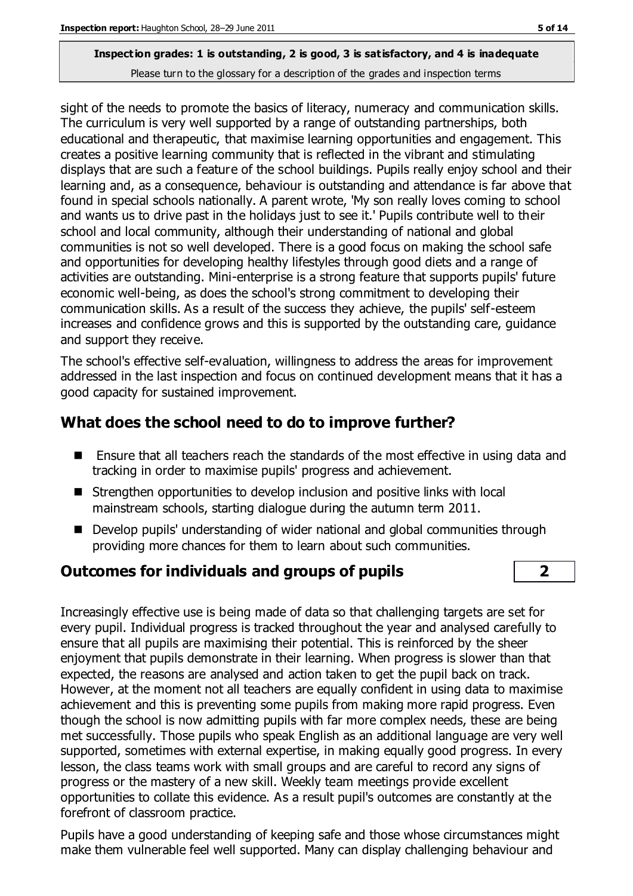sight of the needs to promote the basics of literacy, numeracy and communication skills. The curriculum is very well supported by a range of outstanding partnerships, both educational and therapeutic, that maximise learning opportunities and engagement. This creates a positive learning community that is reflected in the vibrant and stimulating displays that are such a feature of the school buildings. Pupils really enjoy school and their learning and, as a consequence, behaviour is outstanding and attendance is far above that found in special schools nationally. A parent wrote, 'My son really loves coming to school and wants us to drive past in the holidays just to see it.' Pupils contribute well to their school and local community, although their understanding of national and global communities is not so well developed. There is a good focus on making the school safe and opportunities for developing healthy lifestyles through good diets and a range of activities are outstanding. Mini-enterprise is a strong feature that supports pupils' future economic well-being, as does the school's strong commitment to developing their communication skills. As a result of the success they achieve, the pupils' self-esteem increases and confidence grows and this is supported by the outstanding care, guidance and support they receive.

The school's effective self-evaluation, willingness to address the areas for improvement addressed in the last inspection and focus on continued development means that it has a good capacity for sustained improvement.

## What does the school need to do to improve further?

- Ensure that all teachers reach the standards of the most effective in using data and tracking in order to maximise pupils' progress and achievement.
- Strengthen opportunities to develop inclusion and positive links with local mainstream schools, starting dialogue during the autumn term 2011.
- Develop pupils' understanding of wider national and global communities through providing more chances for them to learn about such communities.

## Outcomes for individuals and groups of pupils — 2

Increasingly effective use is being made of data so that challenging targets are set for every pupil. Individual progress is tracked throughout the year and analysed carefully to ensure that all pupils are maximising their potential. This is reinforced by the sheer enjoyment that pupils demonstrate in their learning. When progress is slower than that expected, the reasons are analysed and action taken to get the pupil back on track. However, at the moment not all teachers are equally confident in using data to maximise achievement and this is preventing some pupils from making more rapid progress. Even though the school is now admitting pupils with far more complex needs, these are being met successfully. Those pupils who speak English as an additional language are very well supported, sometimes with external expertise, in making equally good progress. In every lesson, the class teams work with small groups and are careful to record any signs of progress or the mastery of a new skill. Weekly team meetings provide excellent opportunities to collate this evidence. As a result pupil's outcomes are constantly at the forefront of classroom practice.

Pupils have a good understanding of keeping safe and those whose circumstances might make them vulnerable feel well supported. Many can display challenging behaviour and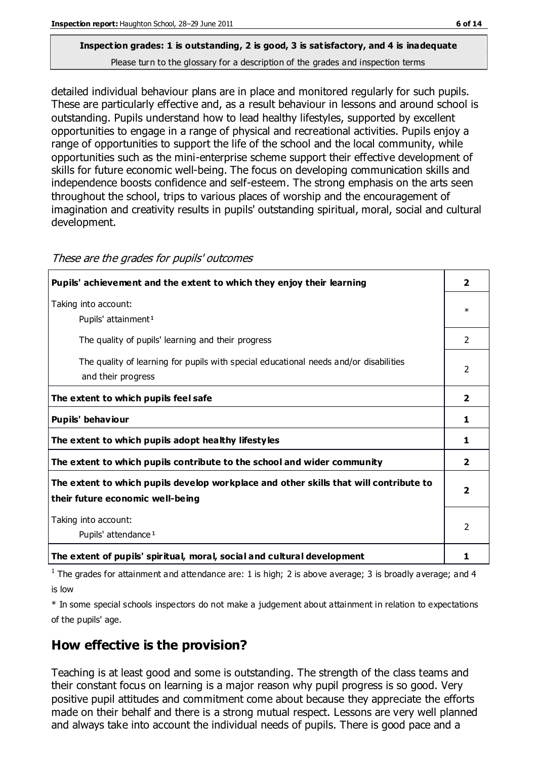**Inspection grades: 1 is outstanding, 2 is good, 3 is satisfactory, and 4 is inadequate**
Please turn to the glossary for a description of the grades and inspection terms

detailed individual behaviour plans are in place and monitored regularly for such pupils. These are particularly effective and, as a result behaviour in lessons and around school is outstanding. Pupils understand how to lead healthy lifestyles, supported by excellent opportunities to engage in a range of physical and recreational activities. Pupils enjoy a range of opportunities to support the life of the school and the local community, while opportunities such as the mini-enterprise scheme support their effective development of skills for future economic well-being. The focus on developing communication skills and independence boosts confidence and self-esteem. The strong emphasis on the arts seen throughout the school, trips to various places of worship and the encouragement of imagination and creativity results in pupils' outstanding spiritual, moral, social and cultural development.

*These are the grades for pupils' outcomes*

| | |
|---|---|
| **Pupils' achievement and the extent to which they enjoy their learning** | **2** |
| Taking into account: Pupils' attainment[1] | * |
| The quality of pupils' learning and their progress | 2 |
| The quality of learning for pupils with special educational needs and/or disabilities and their progress | 2 |
| **The extent to which pupils feel safe** | **2** |
| **Pupils' behaviour** | **1** |
| **The extent to which pupils adopt healthy lifestyles** | **1** |
| **The extent to which pupils contribute to the school and wider community** | **2** |
| **The extent to which pupils develop workplace and other skills that will contribute to their future economic well-being** | **2** |
| Taking into account: Pupils' attendance[1] | 2 |
| **The extent of pupils' spiritual, moral, social and cultural development** | **1** |

[1] The grades for attainment and attendance are: 1 is high; 2 is above average; 3 is broadly average; and 4 is low

* In some special schools inspectors do not make a judgement about attainment in relation to expectations of the pupils' age.

## How effective is the provision?

Teaching is at least good and some is outstanding. The strength of the class teams and their constant focus on learning is a major reason why pupil progress is so good. Very positive pupil attitudes and commitment come about because they appreciate the efforts made on their behalf and there is a strong mutual respect. Lessons are very well planned and always take into account the individual needs of pupils. There is good pace and a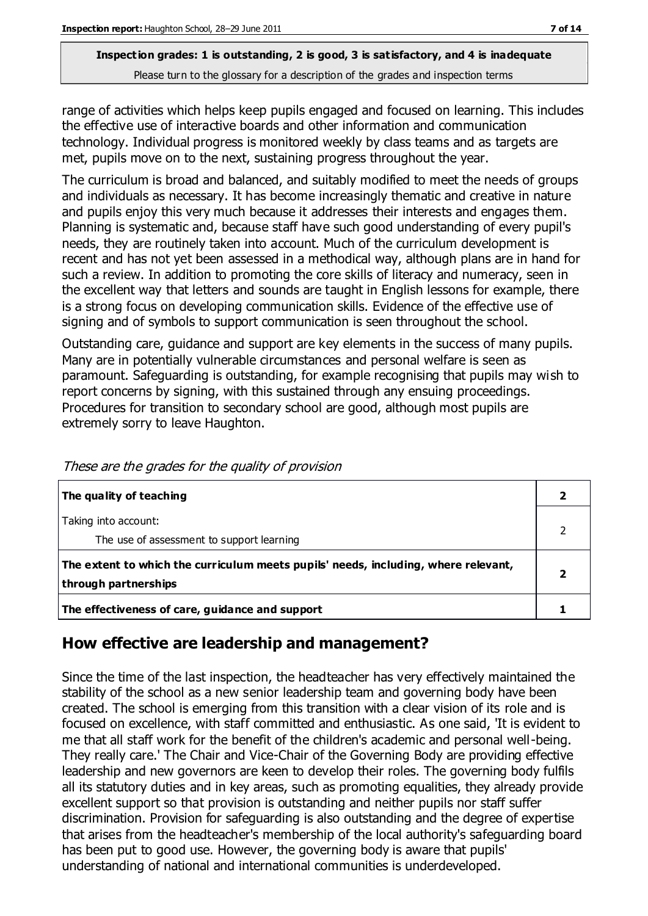range of activities which helps keep pupils engaged and focused on learning. This includes the effective use of interactive boards and other information and communication technology. Individual progress is monitored weekly by class teams and as targets are met, pupils move on to the next, sustaining progress throughout the year.

The curriculum is broad and balanced, and suitably modified to meet the needs of groups and individuals as necessary. It has become increasingly thematic and creative in nature and pupils enjoy this very much because it addresses their interests and engages them. Planning is systematic and, because staff have such good understanding of every pupil's needs, they are routinely taken into account. Much of the curriculum development is recent and has not yet been assessed in a methodical way, although plans are in hand for such a review. In addition to promoting the core skills of literacy and numeracy, seen in the excellent way that letters and sounds are taught in English lessons for example, there is a strong focus on developing communication skills. Evidence of the effective use of signing and of symbols to support communication is seen throughout the school.

Outstanding care, guidance and support are key elements in the success of many pupils. Many are in potentially vulnerable circumstances and personal welfare is seen as paramount. Safeguarding is outstanding, for example recognising that pupils may wish to report concerns by signing, with this sustained through any ensuing proceedings. Procedures for transition to secondary school are good, although most pupils are extremely sorry to leave Haughton.

*These are the grades for the quality of provision*

| | |
|---|---|
| **The quality of teaching** | **2** |
| Taking into account:<br>The use of assessment to support learning | 2 |
| **The extent to which the curriculum meets pupils' needs, including, where relevant, through partnerships** | **2** |
| **The effectiveness of care, guidance and support** | **1** |

## How effective are leadership and management?

Since the time of the last inspection, the headteacher has very effectively maintained the stability of the school as a new senior leadership team and governing body have been created. The school is emerging from this transition with a clear vision of its role and is focused on excellence, with staff committed and enthusiastic. As one said, 'It is evident to me that all staff work for the benefit of the children's academic and personal well-being. They really care.' The Chair and Vice-Chair of the Governing Body are providing effective leadership and new governors are keen to develop their roles. The governing body fulfils all its statutory duties and in key areas, such as promoting equalities, they already provide excellent support so that provision is outstanding and neither pupils nor staff suffer discrimination. Provision for safeguarding is also outstanding and the degree of expertise that arises from the headteacher's membership of the local authority's safeguarding board has been put to good use. However, the governing body is aware that pupils' understanding of national and international communities is underdeveloped.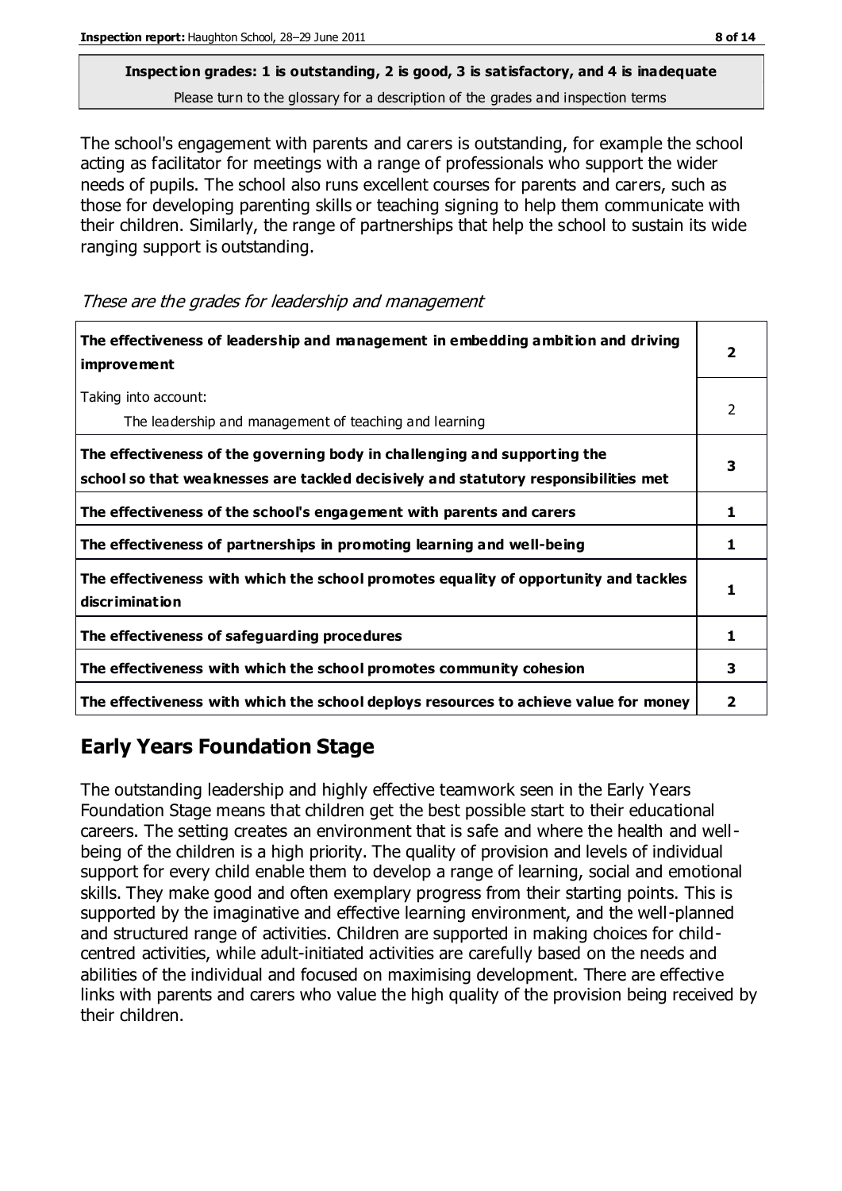**Inspection grades: 1 is outstanding, 2 is good, 3 is satisfactory, and 4 is inadequate**
Please turn to the glossary for a description of the grades and inspection terms

The school's engagement with parents and carers is outstanding, for example the school acting as facilitator for meetings with a range of professionals who support the wider needs of pupils. The school also runs excellent courses for parents and carers, such as those for developing parenting skills or teaching signing to help them communicate with their children. Similarly, the range of partnerships that help the school to sustain its wide ranging support is outstanding.

*These are the grades for leadership and management*

| | |
|---|---|
| **The effectiveness of leadership and management in embedding ambition and driving improvement** | **2** |
| Taking into account: The leadership and management of teaching and learning | 2 |
| **The effectiveness of the governing body in challenging and supporting the school so that weaknesses are tackled decisively and statutory responsibilities met** | **3** |
| **The effectiveness of the school's engagement with parents and carers** | **1** |
| **The effectiveness of partnerships in promoting learning and well-being** | **1** |
| **The effectiveness with which the school promotes equality of opportunity and tackles discrimination** | **1** |
| **The effectiveness of safeguarding procedures** | **1** |
| **The effectiveness with which the school promotes community cohesion** | **3** |
| **The effectiveness with which the school deploys resources to achieve value for money** | **2** |

## Early Years Foundation Stage

The outstanding leadership and highly effective teamwork seen in the Early Years Foundation Stage means that children get the best possible start to their educational careers. The setting creates an environment that is safe and where the health and well-being of the children is a high priority. The quality of provision and levels of individual support for every child enable them to develop a range of learning, social and emotional skills. They make good and often exemplary progress from their starting points. This is supported by the imaginative and effective learning environment, and the well-planned and structured range of activities. Children are supported in making choices for child-centred activities, while adult-initiated activities are carefully based on the needs and abilities of the individual and focused on maximising development. There are effective links with parents and carers who value the high quality of the provision being received by their children.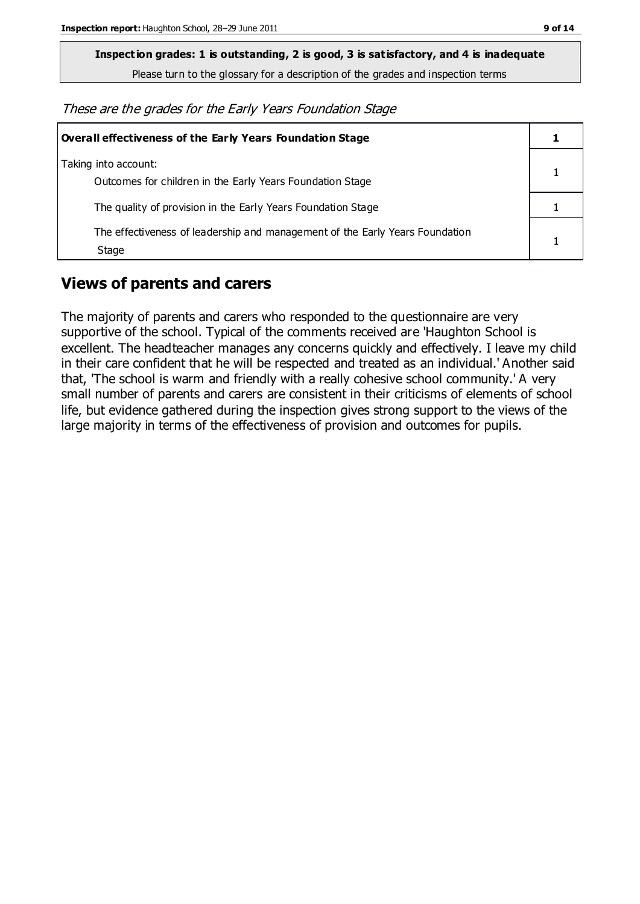**Inspection grades: 1 is outstanding, 2 is good, 3 is satisfactory, and 4 is inadequate**

Please turn to the glossary for a description of the grades and inspection terms

*These are the grades for the Early Years Foundation Stage*

| **Overall effectiveness of the Early Years Foundation Stage** | **1** |
|---|---|
| Taking into account:<br>Outcomes for children in the Early Years Foundation Stage | 1 |
| The quality of provision in the Early Years Foundation Stage | 1 |
| The effectiveness of leadership and management of the Early Years Foundation Stage | 1 |

## Views of parents and carers

The majority of parents and carers who responded to the questionnaire are very supportive of the school. Typical of the comments received are 'Haughton School is excellent. The headteacher manages any concerns quickly and effectively. I leave my child in their care confident that he will be respected and treated as an individual.' Another said that, 'The school is warm and friendly with a really cohesive school community.' A very small number of parents and carers are consistent in their criticisms of elements of school life, but evidence gathered during the inspection gives strong support to the views of the large majority in terms of the effectiveness of provision and outcomes for pupils.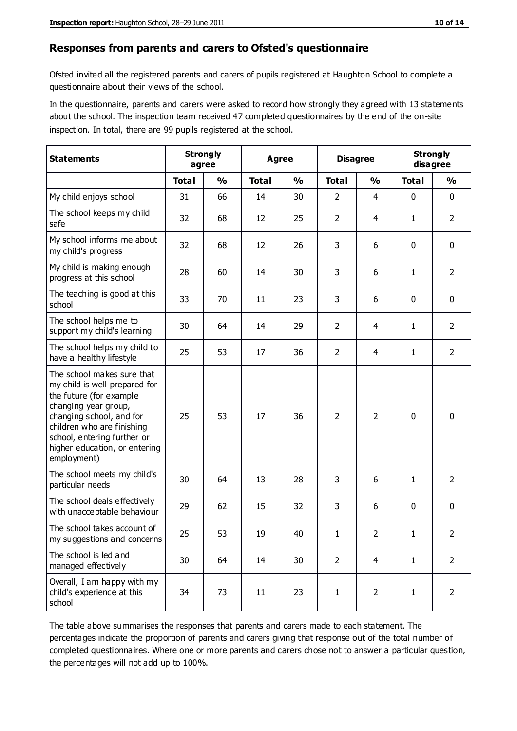## Responses from parents and carers to Ofsted's questionnaire

Ofsted invited all the registered parents and carers of pupils registered at Haughton School to complete a questionnaire about their views of the school.

In the questionnaire, parents and carers were asked to record how strongly they agreed with 13 statements about the school. The inspection team received 47 completed questionnaires by the end of the on-site inspection. In total, there are 99 pupils registered at the school.

| Statements | Strongly agree | | Agree | | Disagree | | Strongly disagree | |
|---|---|---|---|---|---|---|---|---|
| | Total | % | Total | % | Total | % | Total | % |
| My child enjoys school | 31 | 66 | 14 | 30 | 2 | 4 | 0 | 0 |
| The school keeps my child safe | 32 | 68 | 12 | 25 | 2 | 4 | 1 | 2 |
| My school informs me about my child's progress | 32 | 68 | 12 | 26 | 3 | 6 | 0 | 0 |
| My child is making enough progress at this school | 28 | 60 | 14 | 30 | 3 | 6 | 1 | 2 |
| The teaching is good at this school | 33 | 70 | 11 | 23 | 3 | 6 | 0 | 0 |
| The school helps me to support my child's learning | 30 | 64 | 14 | 29 | 2 | 4 | 1 | 2 |
| The school helps my child to have a healthy lifestyle | 25 | 53 | 17 | 36 | 2 | 4 | 1 | 2 |
| The school makes sure that my child is well prepared for the future (for example changing year group, changing school, and for children who are finishing school, entering further or higher education, or entering employment) | 25 | 53 | 17 | 36 | 2 | 2 | 0 | 0 |
| The school meets my child's particular needs | 30 | 64 | 13 | 28 | 3 | 6 | 1 | 2 |
| The school deals effectively with unacceptable behaviour | 29 | 62 | 15 | 32 | 3 | 6 | 0 | 0 |
| The school takes account of my suggestions and concerns | 25 | 53 | 19 | 40 | 1 | 2 | 1 | 2 |
| The school is led and managed effectively | 30 | 64 | 14 | 30 | 2 | 4 | 1 | 2 |
| Overall, I am happy with my child's experience at this school | 34 | 73 | 11 | 23 | 1 | 2 | 1 | 2 |

The table above summarises the responses that parents and carers made to each statement. The percentages indicate the proportion of parents and carers giving that response out of the total number of completed questionnaires. Where one or more parents and carers chose not to answer a particular question, the percentages will not add up to 100%.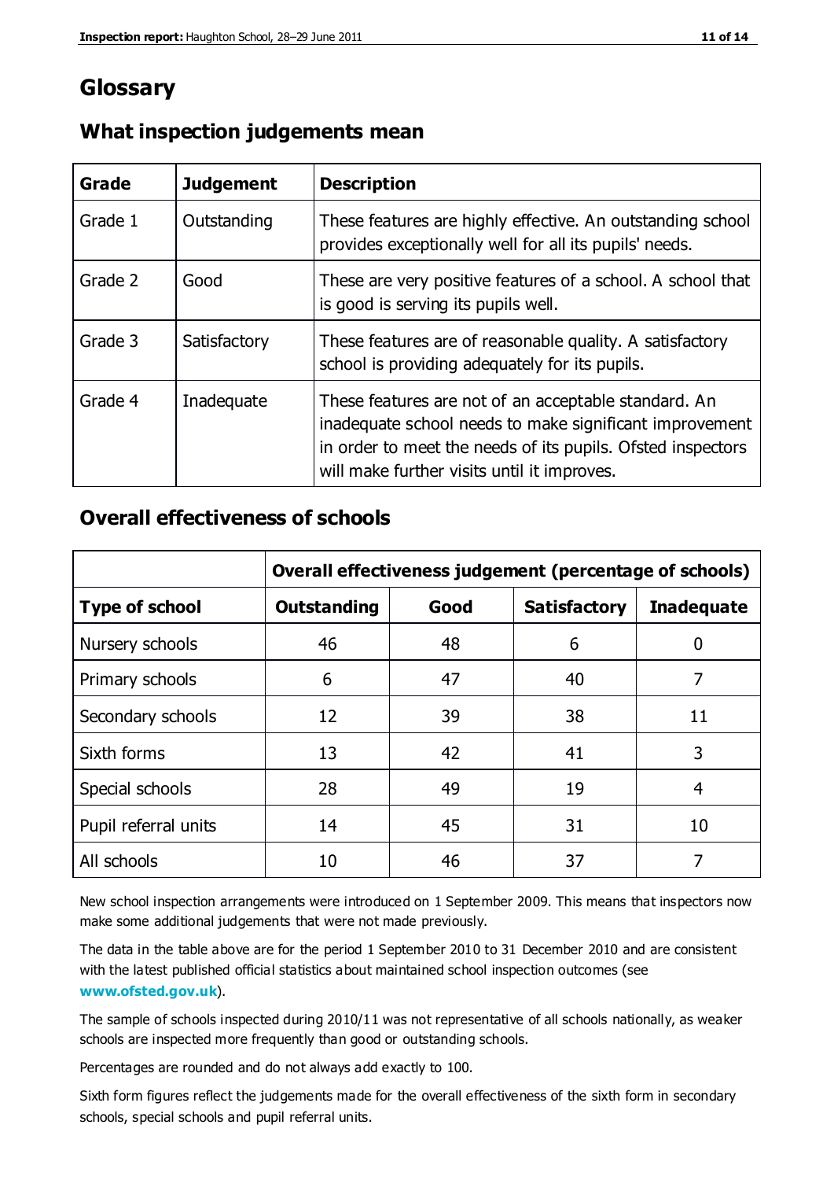# Glossary

## What inspection judgements mean

| Grade | Judgement | Description |
|---|---|---|
| Grade 1 | Outstanding | These features are highly effective. An outstanding school provides exceptionally well for all its pupils' needs. |
| Grade 2 | Good | These are very positive features of a school. A school that is good is serving its pupils well. |
| Grade 3 | Satisfactory | These features are of reasonable quality. A satisfactory school is providing adequately for its pupils. |
| Grade 4 | Inadequate | These features are not of an acceptable standard. An inadequate school needs to make significant improvement in order to meet the needs of its pupils. Ofsted inspectors will make further visits until it improves. |

## Overall effectiveness of schools

| | Overall effectiveness judgement (percentage of schools) | | | |
|---|---|---|---|---|
| **Type of school** | **Outstanding** | **Good** | **Satisfactory** | **Inadequate** |
| Nursery schools | 46 | 48 | 6 | 0 |
| Primary schools | 6 | 47 | 40 | 7 |
| Secondary schools | 12 | 39 | 38 | 11 |
| Sixth forms | 13 | 42 | 41 | 3 |
| Special schools | 28 | 49 | 19 | 4 |
| Pupil referral units | 14 | 45 | 31 | 10 |
| All schools | 10 | 46 | 37 | 7 |

New school inspection arrangements were introduced on 1 September 2009. This means that inspectors now make some additional judgements that were not made previously.

The data in the table above are for the period 1 September 2010 to 31 December 2010 and are consistent with the latest published official statistics about maintained school inspection outcomes (see **www.ofsted.gov.uk**).

The sample of schools inspected during 2010/11 was not representative of all schools nationally, as weaker schools are inspected more frequently than good or outstanding schools.

Percentages are rounded and do not always add exactly to 100.

Sixth form figures reflect the judgements made for the overall effectiveness of the sixth form in secondary schools, special schools and pupil referral units.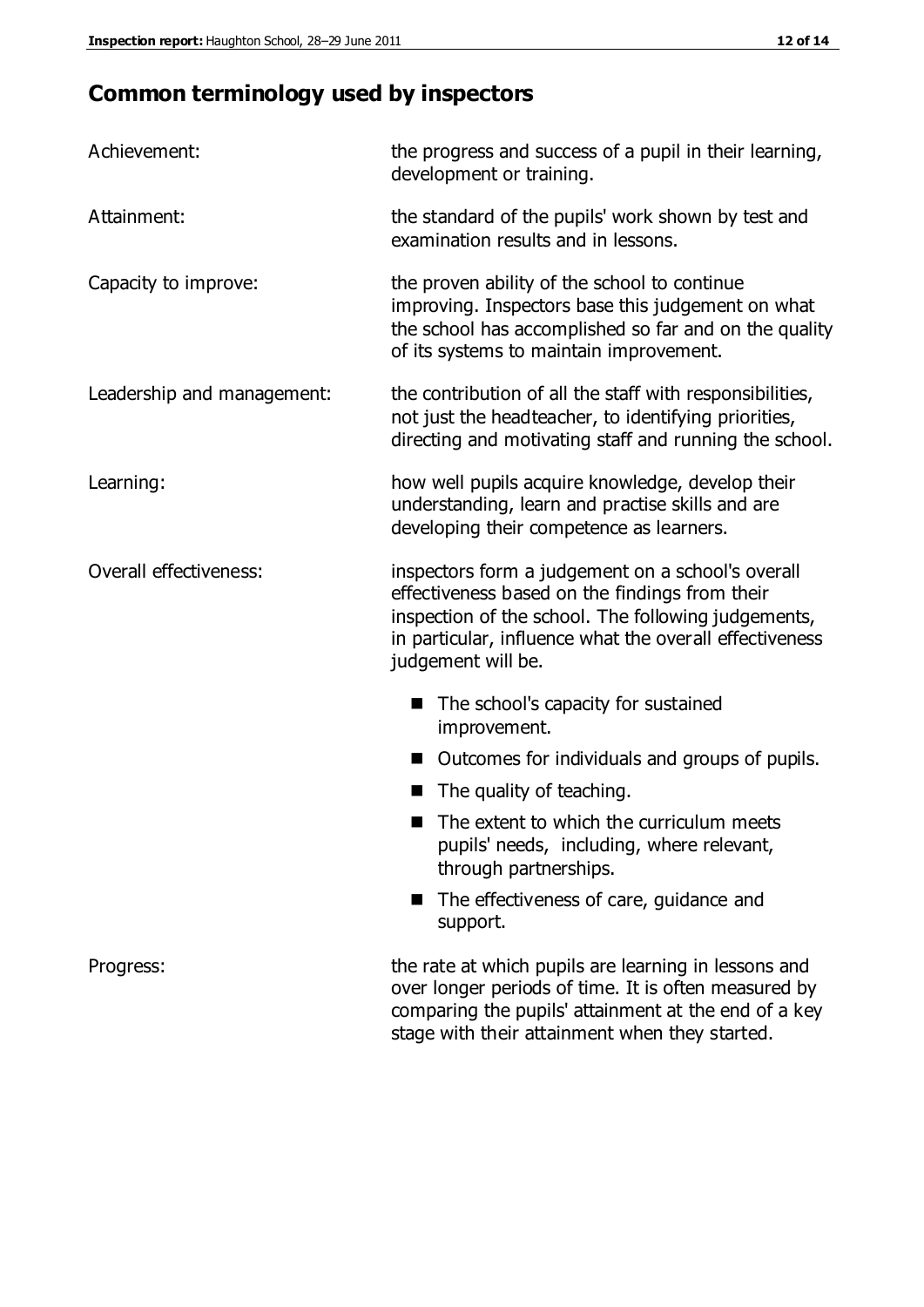## Common terminology used by inspectors

| | |
|---|---|
| Achievement: | the progress and success of a pupil in their learning, development or training. |
| Attainment: | the standard of the pupils' work shown by test and examination results and in lessons. |
| Capacity to improve: | the proven ability of the school to continue improving. Inspectors base this judgement on what the school has accomplished so far and on the quality of its systems to maintain improvement. |
| Leadership and management: | the contribution of all the staff with responsibilities, not just the headteacher, to identifying priorities, directing and motivating staff and running the school. |
| Learning: | how well pupils acquire knowledge, develop their understanding, learn and practise skills and are developing their competence as learners. |
| Overall effectiveness: | inspectors form a judgement on a school's overall effectiveness based on the findings from their inspection of the school. The following judgements, in particular, influence what the overall effectiveness judgement will be.<br>■ The school's capacity for sustained improvement.<br>■ Outcomes for individuals and groups of pupils.<br>■ The quality of teaching.<br>■ The extent to which the curriculum meets pupils' needs, including, where relevant, through partnerships.<br>■ The effectiveness of care, guidance and support. |
| Progress: | the rate at which pupils are learning in lessons and over longer periods of time. It is often measured by comparing the pupils' attainment at the end of a key stage with their attainment when they started. |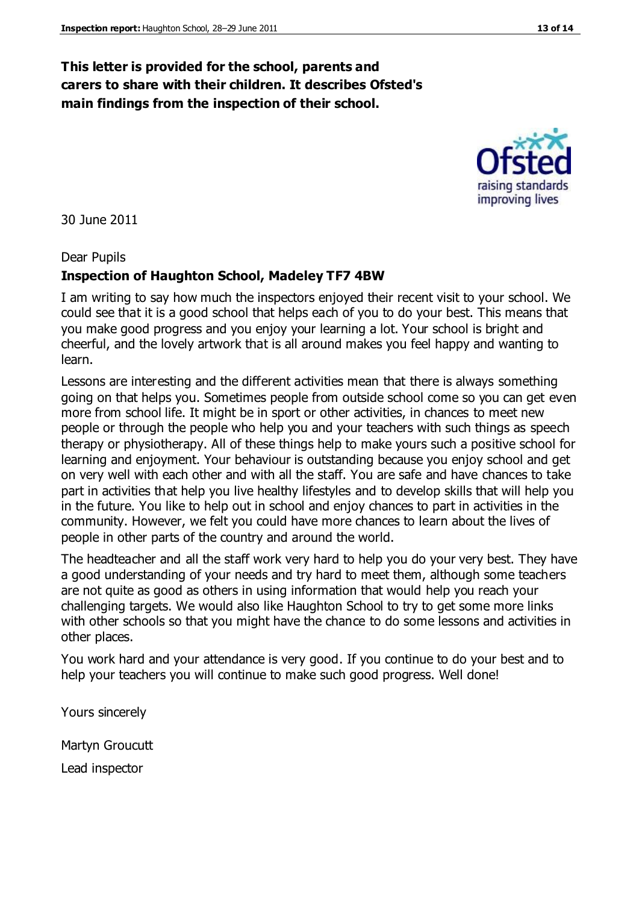**This letter is provided for the school, parents and carers to share with their children. It describes Ofsted's main findings from the inspection of their school.**

30 June 2011

Dear Pupils

**Inspection of Haughton School, Madeley TF7 4BW**

I am writing to say how much the inspectors enjoyed their recent visit to your school. We could see that it is a good school that helps each of you to do your best. This means that you make good progress and you enjoy your learning a lot. Your school is bright and cheerful, and the lovely artwork that is all around makes you feel happy and wanting to learn.

Lessons are interesting and the different activities mean that there is always something going on that helps you. Sometimes people from outside school come so you can get even more from school life. It might be in sport or other activities, in chances to meet new people or through the people who help you and your teachers with such things as speech therapy or physiotherapy. All of these things help to make yours such a positive school for learning and enjoyment. Your behaviour is outstanding because you enjoy school and get on very well with each other and with all the staff. You are safe and have chances to take part in activities that help you live healthy lifestyles and to develop skills that will help you in the future. You like to help out in school and enjoy chances to part in activities in the community. However, we felt you could have more chances to learn about the lives of people in other parts of the country and around the world.

The headteacher and all the staff work very hard to help you do your very best. They have a good understanding of your needs and try hard to meet them, although some teachers are not quite as good as others in using information that would help you reach your challenging targets. We would also like Haughton School to try to get some more links with other schools so that you might have the chance to do some lessons and activities in other places.

You work hard and your attendance is very good. If you continue to do your best and to help your teachers you will continue to make such good progress. Well done!

Yours sincerely

Martyn Groucutt

Lead inspector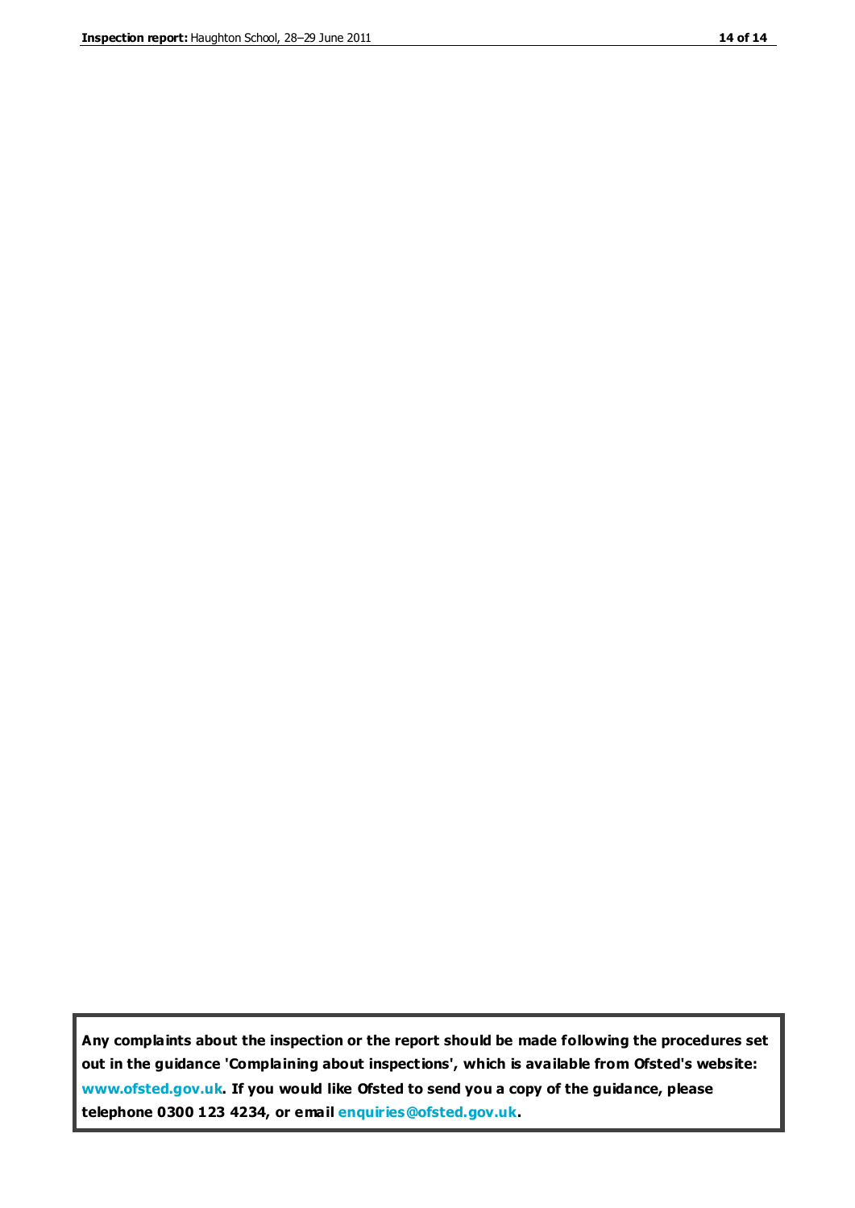**Any complaints about the inspection or the report should be made following the procedures set out in the guidance 'Complaining about inspections', which is available from Ofsted's website: www.ofsted.gov.uk. If you would like Ofsted to send you a copy of the guidance, please telephone 0300 123 4234, or email enquiries@ofsted.gov.uk.**